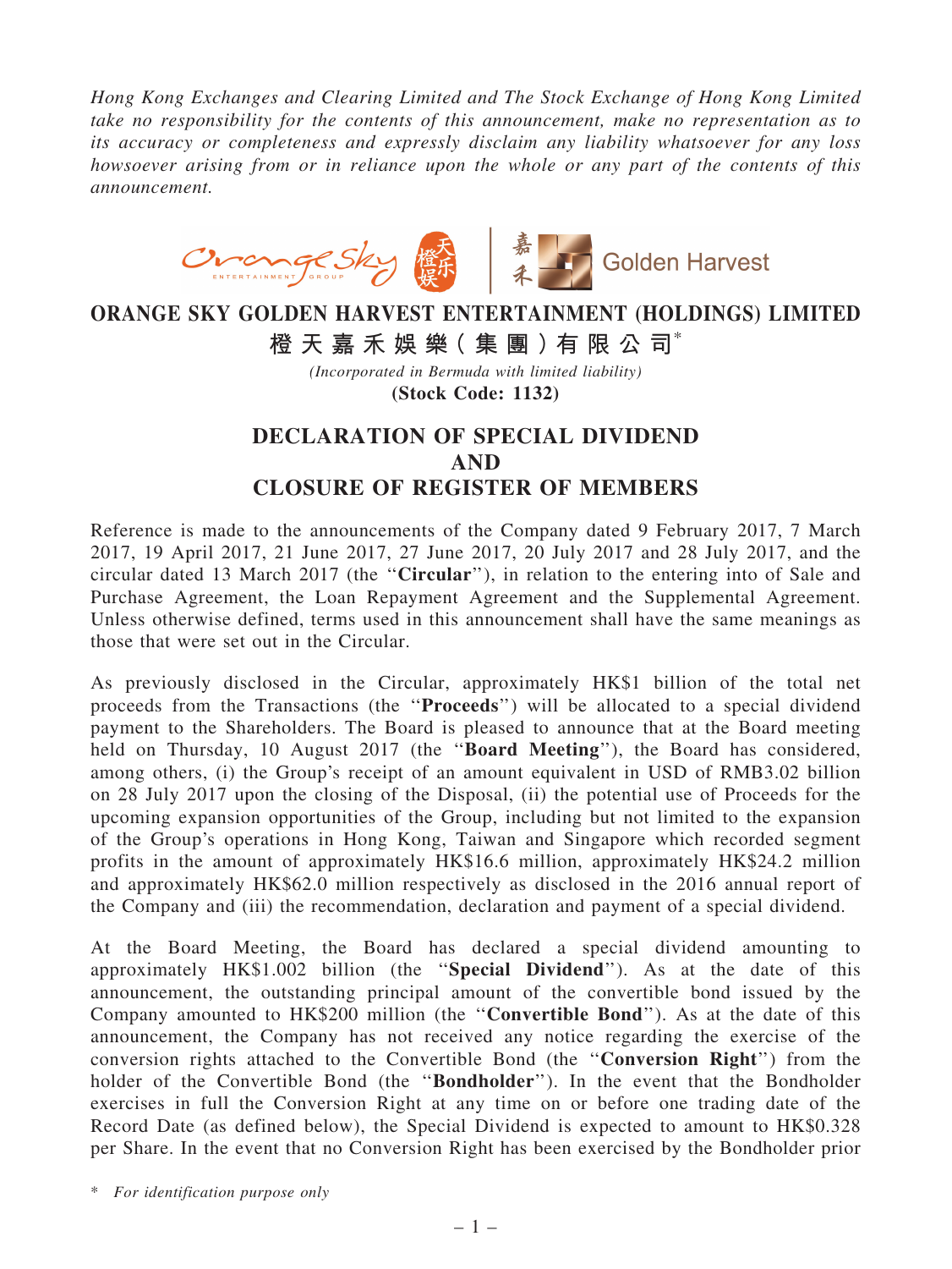*Hong Kong Exchanges and Clearing Limited and The Stock Exchange of Hong Kong Limited take no responsibility for the contents of this announcement, make no representation as to its accuracy or completeness and expressly disclaim any liability whatsoever for any loss howsoever arising from or in reliance upon the whole or any part of the contents of this announcement.*

# ORANGE SKY GOLDEN HARVEST ENTERTAINMENT (HOLDINGS) LIMITED

# 橙天嘉禾娛樂(集團)有限公司*

*(Incorporated in Bermuda with limited liability)*

**(Stock Code: 1132)**

## DECLARATION OF SPECIAL DIVIDEND AND CLOSURE OF REGISTER OF MEMBERS

Reference is made to the announcements of the Company dated 9 February 2017, 7 March 2017, 19 April 2017, 21 June 2017, 27 June 2017, 20 July 2017 and 28 July 2017, and the circular dated 13 March 2017 (the "**Circular**"), in relation to the entering into of Sale and Purchase Agreement, the Loan Repayment Agreement and the Supplemental Agreement. Unless otherwise defined, terms used in this announcement shall have the same meanings as those that were set out in the Circular.

As previously disclosed in the Circular, approximately HK$1 billion of the total net proceeds from the Transactions (the "**Proceeds**") will be allocated to a special dividend payment to the Shareholders. The Board is pleased to announce that at the Board meeting held on Thursday, 10 August 2017 (the "**Board Meeting**"), the Board has considered, among others, (i) the Group's receipt of an amount equivalent in USD of RMB3.02 billion on 28 July 2017 upon the closing of the Disposal, (ii) the potential use of Proceeds for the upcoming expansion opportunities of the Group, including but not limited to the expansion of the Group's operations in Hong Kong, Taiwan and Singapore which recorded segment profits in the amount of approximately HK$16.6 million, approximately HK$24.2 million and approximately HK$62.0 million respectively as disclosed in the 2016 annual report of the Company and (iii) the recommendation, declaration and payment of a special dividend.

At the Board Meeting, the Board has declared a special dividend amounting to approximately HK$1.002 billion (the "**Special Dividend**"). As at the date of this announcement, the outstanding principal amount of the convertible bond issued by the Company amounted to HK$200 million (the "**Convertible Bond**"). As at the date of this announcement, the Company has not received any notice regarding the exercise of the conversion rights attached to the Convertible Bond (the "**Conversion Right**") from the holder of the Convertible Bond (the "**Bondholder**"). In the event that the Bondholder exercises in full the Conversion Right at any time on or before one trading date of the Record Date (as defined below), the Special Dividend is expected to amount to HK$0.328 per Share. In the event that no Conversion Right has been exercised by the Bondholder prior

\* *For identification purpose only*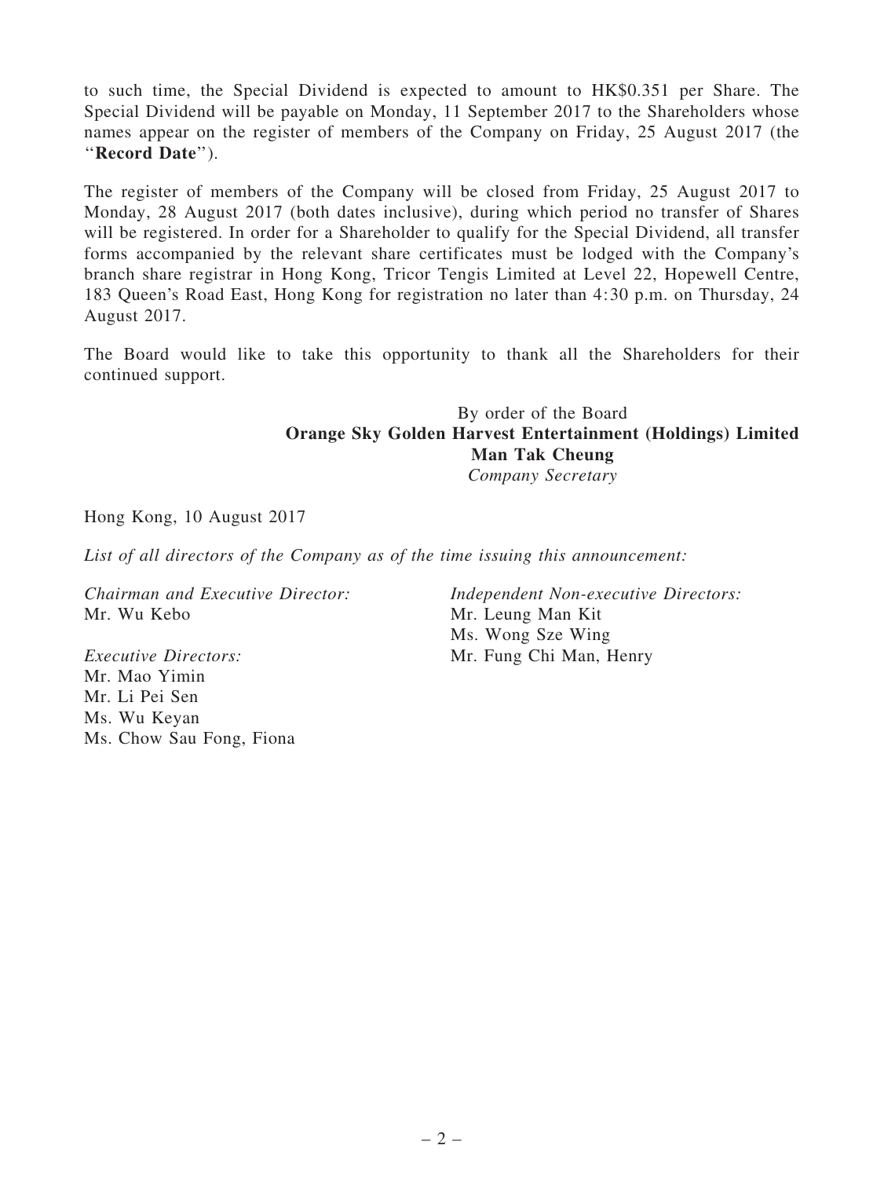to such time, the Special Dividend is expected to amount to HK$0.351 per Share. The Special Dividend will be payable on Monday, 11 September 2017 to the Shareholders whose names appear on the register of members of the Company on Friday, 25 August 2017 (the "**Record Date**").

The register of members of the Company will be closed from Friday, 25 August 2017 to Monday, 28 August 2017 (both dates inclusive), during which period no transfer of Shares will be registered. In order for a Shareholder to qualify for the Special Dividend, all transfer forms accompanied by the relevant share certificates must be lodged with the Company's branch share registrar in Hong Kong, Tricor Tengis Limited at Level 22, Hopewell Centre, 183 Queen's Road East, Hong Kong for registration no later than 4:30 p.m. on Thursday, 24 August 2017.

The Board would like to take this opportunity to thank all the Shareholders for their continued support.

By order of the Board
**Orange Sky Golden Harvest Entertainment (Holdings) Limited**
**Man Tak Cheung**
*Company Secretary*

Hong Kong, 10 August 2017

*List of all directors of the Company as of the time issuing this announcement:*

*Chairman and Executive Director:*
Mr. Wu Kebo

*Executive Directors:*
Mr. Mao Yimin
Mr. Li Pei Sen
Ms. Wu Keyan
Ms. Chow Sau Fong, Fiona

*Independent Non-executive Directors:*
Mr. Leung Man Kit
Ms. Wong Sze Wing
Mr. Fung Chi Man, Henry